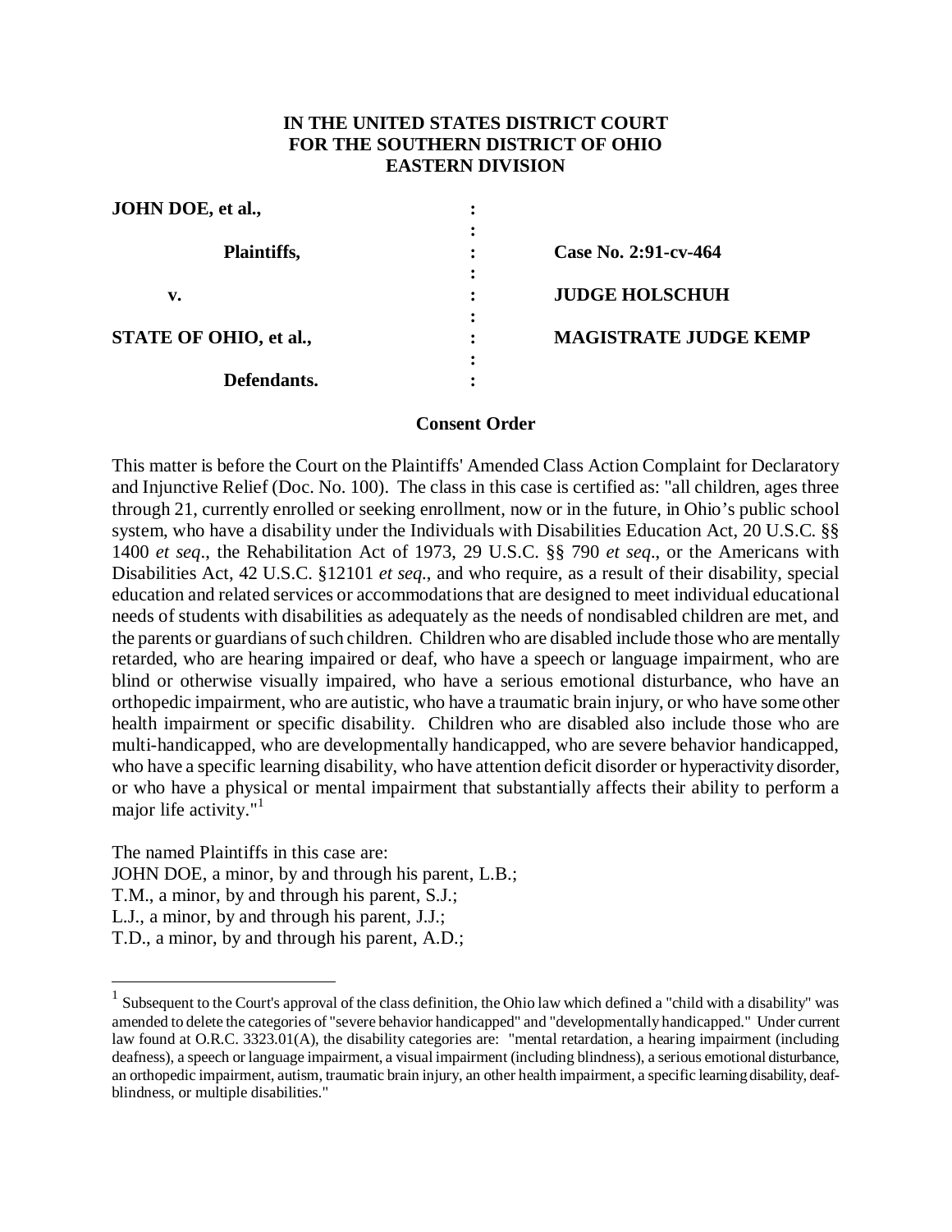**IN THE UNITED STATES DISTRICT COURT**
**FOR THE SOUTHERN DISTRICT OF OHIO**
**EASTERN DIVISION**

| | | |
|---|---|---|
| **JOHN DOE, et al.,** | : | |
| | : | |
| **Plaintiffs,** | : | **Case No. 2:91-cv-464** |
| | : | |
| **v.** | : | **JUDGE HOLSCHUH** |
| | : | |
| **STATE OF OHIO, et al.,** | : | **MAGISTRATE JUDGE KEMP** |
| | : | |
| **Defendants.** | : | |

**Consent Order**

This matter is before the Court on the Plaintiffs' Amended Class Action Complaint for Declaratory and Injunctive Relief (Doc. No. 100). The class in this case is certified as: "all children, ages three through 21, currently enrolled or seeking enrollment, now or in the future, in Ohio's public school system, who have a disability under the Individuals with Disabilities Education Act, 20 U.S.C. §§ 1400 *et seq*., the Rehabilitation Act of 1973, 29 U.S.C. §§ 790 *et seq*., or the Americans with Disabilities Act, 42 U.S.C. §12101 *et seq*., and who require, as a result of their disability, special education and related services or accommodations that are designed to meet individual educational needs of students with disabilities as adequately as the needs of nondisabled children are met, and the parents or guardians of such children. Children who are disabled include those who are mentally retarded, who are hearing impaired or deaf, who have a speech or language impairment, who are blind or otherwise visually impaired, who have a serious emotional disturbance, who have an orthopedic impairment, who are autistic, who have a traumatic brain injury, or who have some other health impairment or specific disability. Children who are disabled also include those who are multi-handicapped, who are developmentally handicapped, who are severe behavior handicapped, who have a specific learning disability, who have attention deficit disorder or hyperactivity disorder, or who have a physical or mental impairment that substantially affects their ability to perform a major life activity."[1]

The named Plaintiffs in this case are:
JOHN DOE, a minor, by and through his parent, L.B.;
T.M., a minor, by and through his parent, S.J.;
L.J., a minor, by and through his parent, J.J.;
T.D., a minor, by and through his parent, A.D.;

---

[1] Subsequent to the Court's approval of the class definition, the Ohio law which defined a "child with a disability" was amended to delete the categories of "severe behavior handicapped" and "developmentally handicapped." Under current law found at O.R.C. 3323.01(A), the disability categories are: "mental retardation, a hearing impairment (including deafness), a speech or language impairment, a visual impairment (including blindness), a serious emotional disturbance, an orthopedic impairment, autism, traumatic brain injury, an other health impairment, a specific learning disability, deaf-blindness, or multiple disabilities."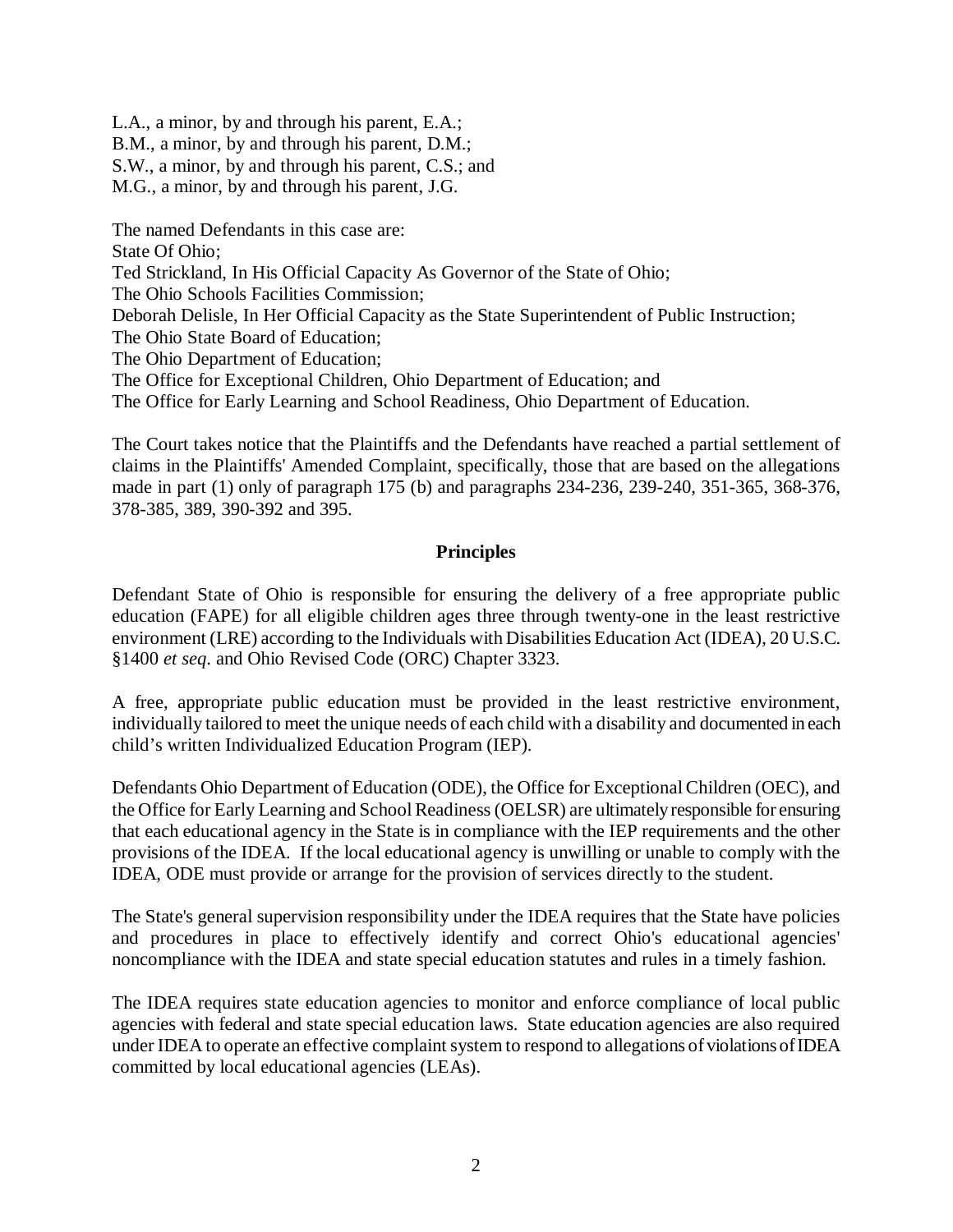L.A., a minor, by and through his parent, E.A.;
B.M., a minor, by and through his parent, D.M.;
S.W., a minor, by and through his parent, C.S.; and
M.G., a minor, by and through his parent, J.G.

The named Defendants in this case are:
State Of Ohio;
Ted Strickland, In His Official Capacity As Governor of the State of Ohio;
The Ohio Schools Facilities Commission;
Deborah Delisle, In Her Official Capacity as the State Superintendent of Public Instruction;
The Ohio State Board of Education;
The Ohio Department of Education;
The Office for Exceptional Children, Ohio Department of Education; and
The Office for Early Learning and School Readiness, Ohio Department of Education.

The Court takes notice that the Plaintiffs and the Defendants have reached a partial settlement of claims in the Plaintiffs' Amended Complaint, specifically, those that are based on the allegations made in part (1) only of paragraph 175 (b) and paragraphs 234-236, 239-240, 351-365, 368-376, 378-385, 389, 390-392 and 395.

## Principles

Defendant State of Ohio is responsible for ensuring the delivery of a free appropriate public education (FAPE) for all eligible children ages three through twenty-one in the least restrictive environment (LRE) according to the Individuals with Disabilities Education Act (IDEA), 20 U.S.C. §1400 *et seq.* and Ohio Revised Code (ORC) Chapter 3323.

A free, appropriate public education must be provided in the least restrictive environment, individually tailored to meet the unique needs of each child with a disability and documented in each child's written Individualized Education Program (IEP).

Defendants Ohio Department of Education (ODE), the Office for Exceptional Children (OEC), and the Office for Early Learning and School Readiness (OELSR) are ultimately responsible for ensuring that each educational agency in the State is in compliance with the IEP requirements and the other provisions of the IDEA. If the local educational agency is unwilling or unable to comply with the IDEA, ODE must provide or arrange for the provision of services directly to the student.

The State's general supervision responsibility under the IDEA requires that the State have policies and procedures in place to effectively identify and correct Ohio's educational agencies' noncompliance with the IDEA and state special education statutes and rules in a timely fashion.

The IDEA requires state education agencies to monitor and enforce compliance of local public agencies with federal and state special education laws. State education agencies are also required under IDEA to operate an effective complaint system to respond to allegations of violations of IDEA committed by local educational agencies (LEAs).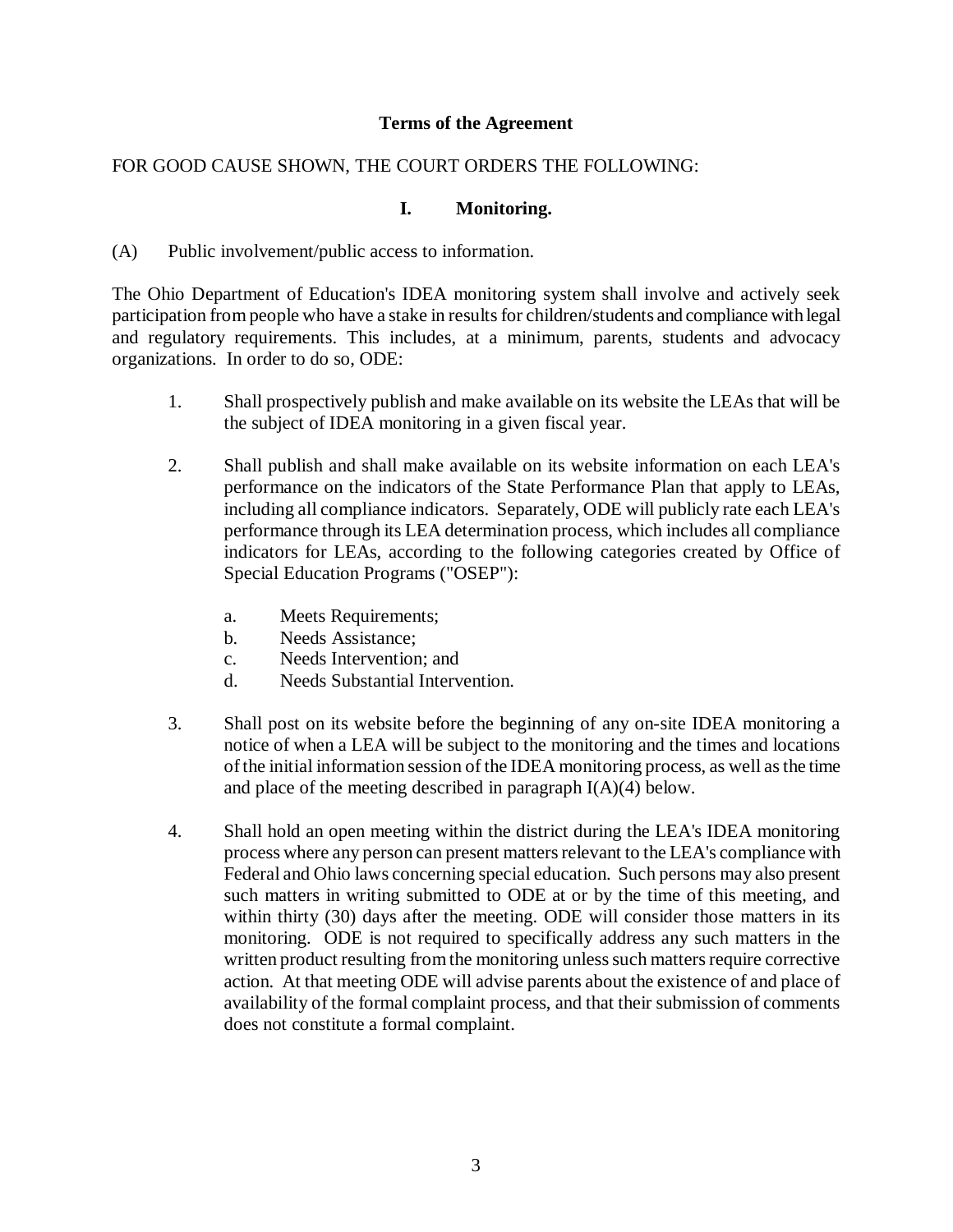**Terms of the Agreement**

FOR GOOD CAUSE SHOWN, THE COURT ORDERS THE FOLLOWING:

## I. Monitoring.

(A) Public involvement/public access to information.

The Ohio Department of Education's IDEA monitoring system shall involve and actively seek participation from people who have a stake in results for children/students and compliance with legal and regulatory requirements. This includes, at a minimum, parents, students and advocacy organizations. In order to do so, ODE:

1. Shall prospectively publish and make available on its website the LEAs that will be the subject of IDEA monitoring in a given fiscal year.

2. Shall publish and shall make available on its website information on each LEA's performance on the indicators of the State Performance Plan that apply to LEAs, including all compliance indicators. Separately, ODE will publicly rate each LEA's performance through its LEA determination process, which includes all compliance indicators for LEAs, according to the following categories created by Office of Special Education Programs ("OSEP"):

   a. Meets Requirements;
   b. Needs Assistance;
   c. Needs Intervention; and
   d. Needs Substantial Intervention.

3. Shall post on its website before the beginning of any on-site IDEA monitoring a notice of when a LEA will be subject to the monitoring and the times and locations of the initial information session of the IDEA monitoring process, as well as the time and place of the meeting described in paragraph I(A)(4) below.

4. Shall hold an open meeting within the district during the LEA's IDEA monitoring process where any person can present matters relevant to the LEA's compliance with Federal and Ohio laws concerning special education. Such persons may also present such matters in writing submitted to ODE at or by the time of this meeting, and within thirty (30) days after the meeting. ODE will consider those matters in its monitoring. ODE is not required to specifically address any such matters in the written product resulting from the monitoring unless such matters require corrective action. At that meeting ODE will advise parents about the existence of and place of availability of the formal complaint process, and that their submission of comments does not constitute a formal complaint.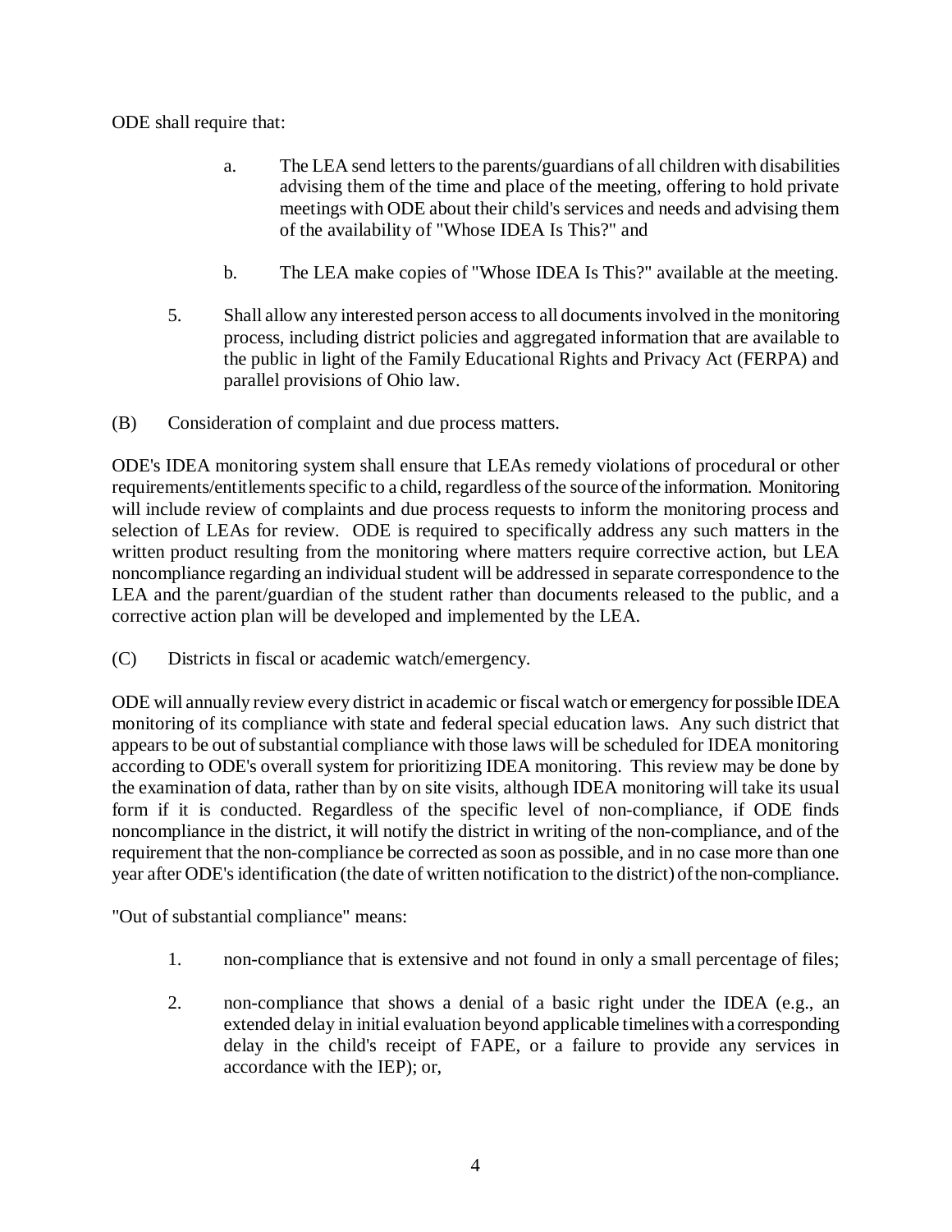ODE shall require that:

a. The LEA send letters to the parents/guardians of all children with disabilities advising them of the time and place of the meeting, offering to hold private meetings with ODE about their child's services and needs and advising them of the availability of "Whose IDEA Is This?" and

b. The LEA make copies of "Whose IDEA Is This?" available at the meeting.

5. Shall allow any interested person access to all documents involved in the monitoring process, including district policies and aggregated information that are available to the public in light of the Family Educational Rights and Privacy Act (FERPA) and parallel provisions of Ohio law.

(B) Consideration of complaint and due process matters.

ODE's IDEA monitoring system shall ensure that LEAs remedy violations of procedural or other requirements/entitlements specific to a child, regardless of the source of the information. Monitoring will include review of complaints and due process requests to inform the monitoring process and selection of LEAs for review. ODE is required to specifically address any such matters in the written product resulting from the monitoring where matters require corrective action, but LEA noncompliance regarding an individual student will be addressed in separate correspondence to the LEA and the parent/guardian of the student rather than documents released to the public, and a corrective action plan will be developed and implemented by the LEA.

(C) Districts in fiscal or academic watch/emergency.

ODE will annually review every district in academic or fiscal watch or emergency for possible IDEA monitoring of its compliance with state and federal special education laws. Any such district that appears to be out of substantial compliance with those laws will be scheduled for IDEA monitoring according to ODE's overall system for prioritizing IDEA monitoring. This review may be done by the examination of data, rather than by on site visits, although IDEA monitoring will take its usual form if it is conducted. Regardless of the specific level of non-compliance, if ODE finds noncompliance in the district, it will notify the district in writing of the non-compliance, and of the requirement that the non-compliance be corrected as soon as possible, and in no case more than one year after ODE's identification (the date of written notification to the district) of the non-compliance.

"Out of substantial compliance" means:

1. non-compliance that is extensive and not found in only a small percentage of files;

2. non-compliance that shows a denial of a basic right under the IDEA (e.g., an extended delay in initial evaluation beyond applicable timelines with a corresponding delay in the child's receipt of FAPE, or a failure to provide any services in accordance with the IEP); or,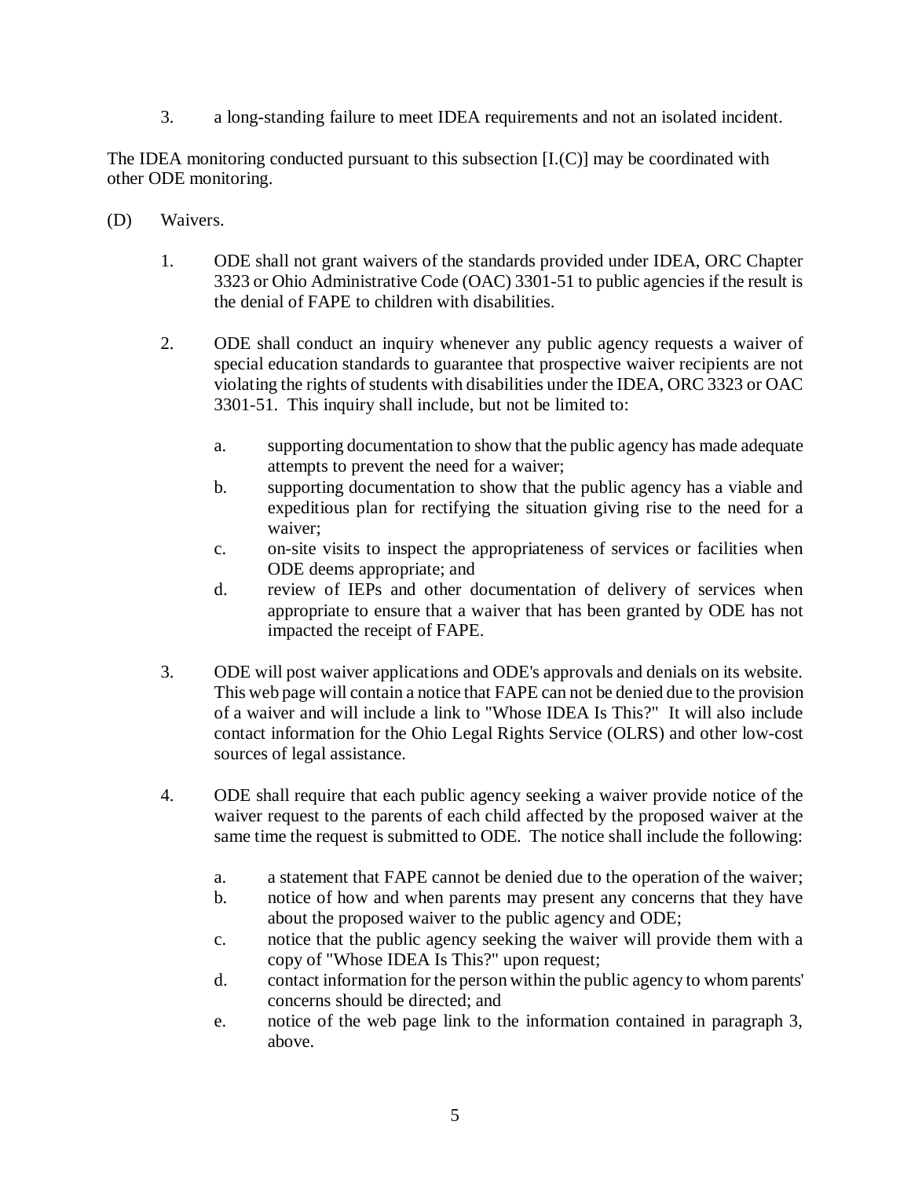3. a long-standing failure to meet IDEA requirements and not an isolated incident.

The IDEA monitoring conducted pursuant to this subsection [I.(C)] may be coordinated with other ODE monitoring.

(D) Waivers.

1. ODE shall not grant waivers of the standards provided under IDEA, ORC Chapter 3323 or Ohio Administrative Code (OAC) 3301-51 to public agencies if the result is the denial of FAPE to children with disabilities.

2. ODE shall conduct an inquiry whenever any public agency requests a waiver of special education standards to guarantee that prospective waiver recipients are not violating the rights of students with disabilities under the IDEA, ORC 3323 or OAC 3301-51. This inquiry shall include, but not be limited to:

    a. supporting documentation to show that the public agency has made adequate attempts to prevent the need for a waiver;
    b. supporting documentation to show that the public agency has a viable and expeditious plan for rectifying the situation giving rise to the need for a waiver;
    c. on-site visits to inspect the appropriateness of services or facilities when ODE deems appropriate; and
    d. review of IEPs and other documentation of delivery of services when appropriate to ensure that a waiver that has been granted by ODE has not impacted the receipt of FAPE.

3. ODE will post waiver applications and ODE's approvals and denials on its website. This web page will contain a notice that FAPE can not be denied due to the provision of a waiver and will include a link to "Whose IDEA Is This?" It will also include contact information for the Ohio Legal Rights Service (OLRS) and other low-cost sources of legal assistance.

4. ODE shall require that each public agency seeking a waiver provide notice of the waiver request to the parents of each child affected by the proposed waiver at the same time the request is submitted to ODE. The notice shall include the following:

    a. a statement that FAPE cannot be denied due to the operation of the waiver;
    b. notice of how and when parents may present any concerns that they have about the proposed waiver to the public agency and ODE;
    c. notice that the public agency seeking the waiver will provide them with a copy of "Whose IDEA Is This?" upon request;
    d. contact information for the person within the public agency to whom parents' concerns should be directed; and
    e. notice of the web page link to the information contained in paragraph 3, above.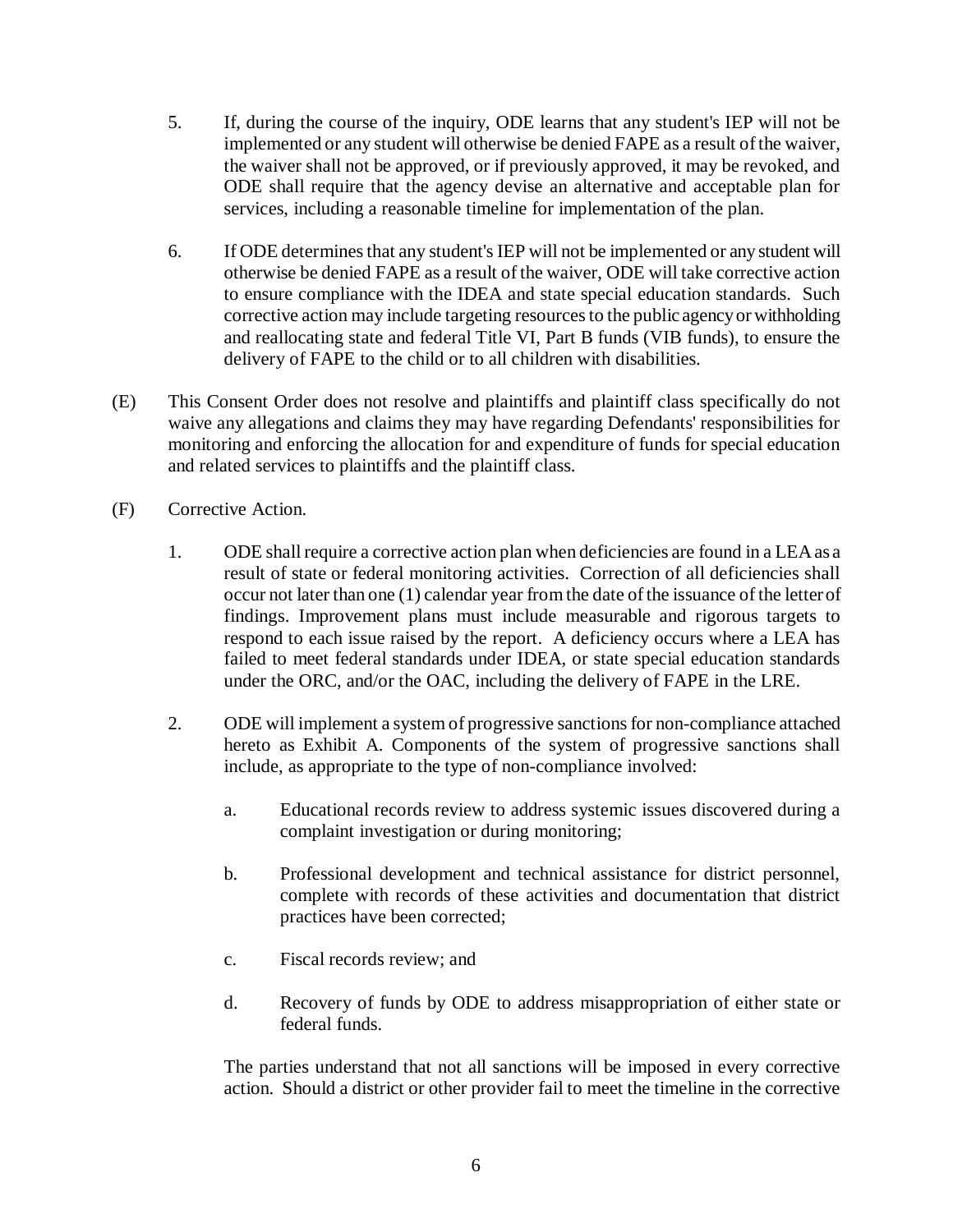5. If, during the course of the inquiry, ODE learns that any student's IEP will not be implemented or any student will otherwise be denied FAPE as a result of the waiver, the waiver shall not be approved, or if previously approved, it may be revoked, and ODE shall require that the agency devise an alternative and acceptable plan for services, including a reasonable timeline for implementation of the plan.

6. If ODE determines that any student's IEP will not be implemented or any student will otherwise be denied FAPE as a result of the waiver, ODE will take corrective action to ensure compliance with the IDEA and state special education standards. Such corrective action may include targeting resources to the public agency or withholding and reallocating state and federal Title VI, Part B funds (VIB funds), to ensure the delivery of FAPE to the child or to all children with disabilities.

(E) This Consent Order does not resolve and plaintiffs and plaintiff class specifically do not waive any allegations and claims they may have regarding Defendants' responsibilities for monitoring and enforcing the allocation for and expenditure of funds for special education and related services to plaintiffs and the plaintiff class.

(F) Corrective Action.

1. ODE shall require a corrective action plan when deficiencies are found in a LEA as a result of state or federal monitoring activities. Correction of all deficiencies shall occur not later than one (1) calendar year from the date of the issuance of the letter of findings. Improvement plans must include measurable and rigorous targets to respond to each issue raised by the report. A deficiency occurs where a LEA has failed to meet federal standards under IDEA, or state special education standards under the ORC, and/or the OAC, including the delivery of FAPE in the LRE.

2. ODE will implement a system of progressive sanctions for non-compliance attached hereto as Exhibit A. Components of the system of progressive sanctions shall include, as appropriate to the type of non-compliance involved:

   a. Educational records review to address systemic issues discovered during a complaint investigation or during monitoring;

   b. Professional development and technical assistance for district personnel, complete with records of these activities and documentation that district practices have been corrected;

   c. Fiscal records review; and

   d. Recovery of funds by ODE to address misappropriation of either state or federal funds.

   The parties understand that not all sanctions will be imposed in every corrective action. Should a district or other provider fail to meet the timeline in the corrective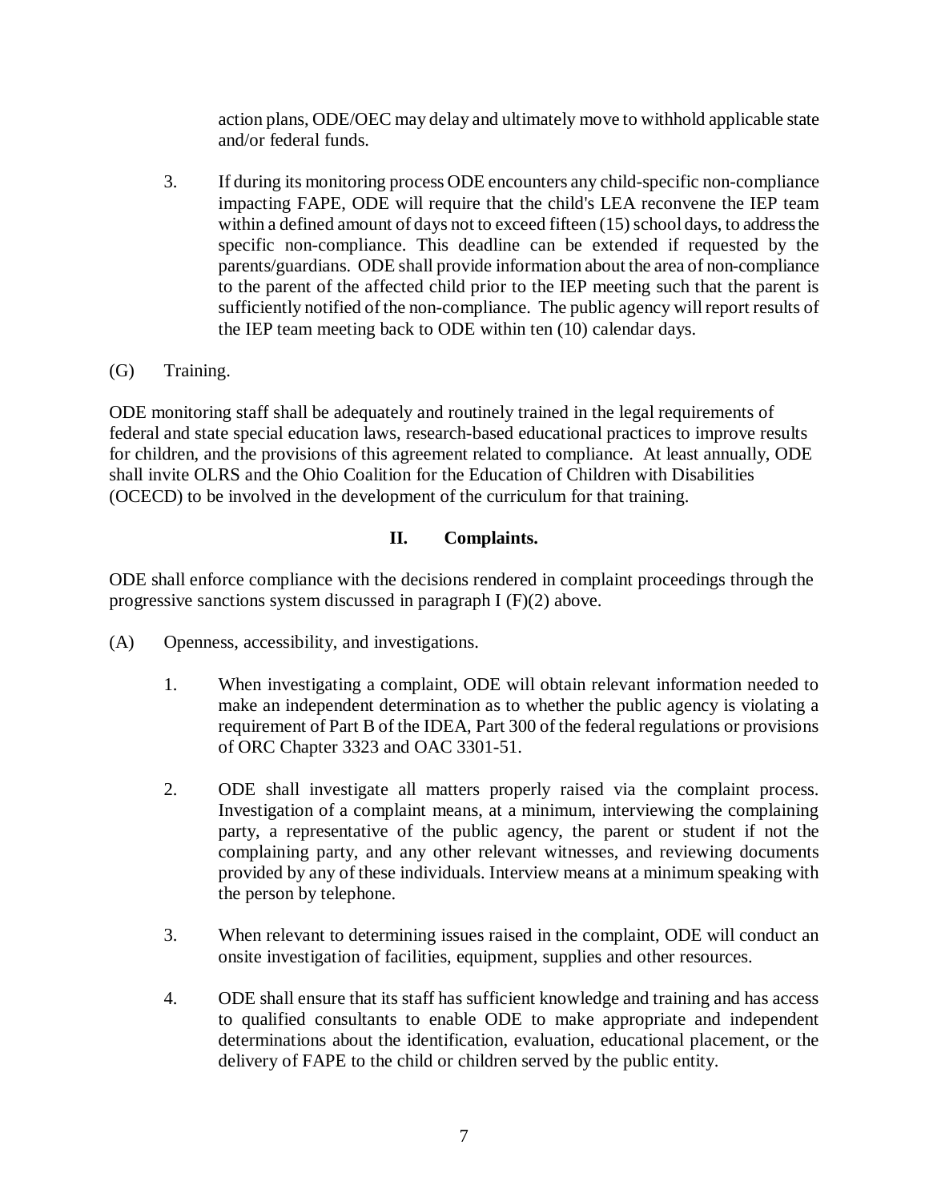action plans, ODE/OEC may delay and ultimately move to withhold applicable state and/or federal funds.

3. If during its monitoring process ODE encounters any child-specific non-compliance impacting FAPE, ODE will require that the child's LEA reconvene the IEP team within a defined amount of days not to exceed fifteen (15) school days, to address the specific non-compliance. This deadline can be extended if requested by the parents/guardians. ODE shall provide information about the area of non-compliance to the parent of the affected child prior to the IEP meeting such that the parent is sufficiently notified of the non-compliance. The public agency will report results of the IEP team meeting back to ODE within ten (10) calendar days.

(G) Training.

ODE monitoring staff shall be adequately and routinely trained in the legal requirements of federal and state special education laws, research-based educational practices to improve results for children, and the provisions of this agreement related to compliance. At least annually, ODE shall invite OLRS and the Ohio Coalition for the Education of Children with Disabilities (OCECD) to be involved in the development of the curriculum for that training.

## II. Complaints.

ODE shall enforce compliance with the decisions rendered in complaint proceedings through the progressive sanctions system discussed in paragraph I (F)(2) above.

(A) Openness, accessibility, and investigations.

1. When investigating a complaint, ODE will obtain relevant information needed to make an independent determination as to whether the public agency is violating a requirement of Part B of the IDEA, Part 300 of the federal regulations or provisions of ORC Chapter 3323 and OAC 3301-51.

2. ODE shall investigate all matters properly raised via the complaint process. Investigation of a complaint means, at a minimum, interviewing the complaining party, a representative of the public agency, the parent or student if not the complaining party, and any other relevant witnesses, and reviewing documents provided by any of these individuals. Interview means at a minimum speaking with the person by telephone.

3. When relevant to determining issues raised in the complaint, ODE will conduct an onsite investigation of facilities, equipment, supplies and other resources.

4. ODE shall ensure that its staff has sufficient knowledge and training and has access to qualified consultants to enable ODE to make appropriate and independent determinations about the identification, evaluation, educational placement, or the delivery of FAPE to the child or children served by the public entity.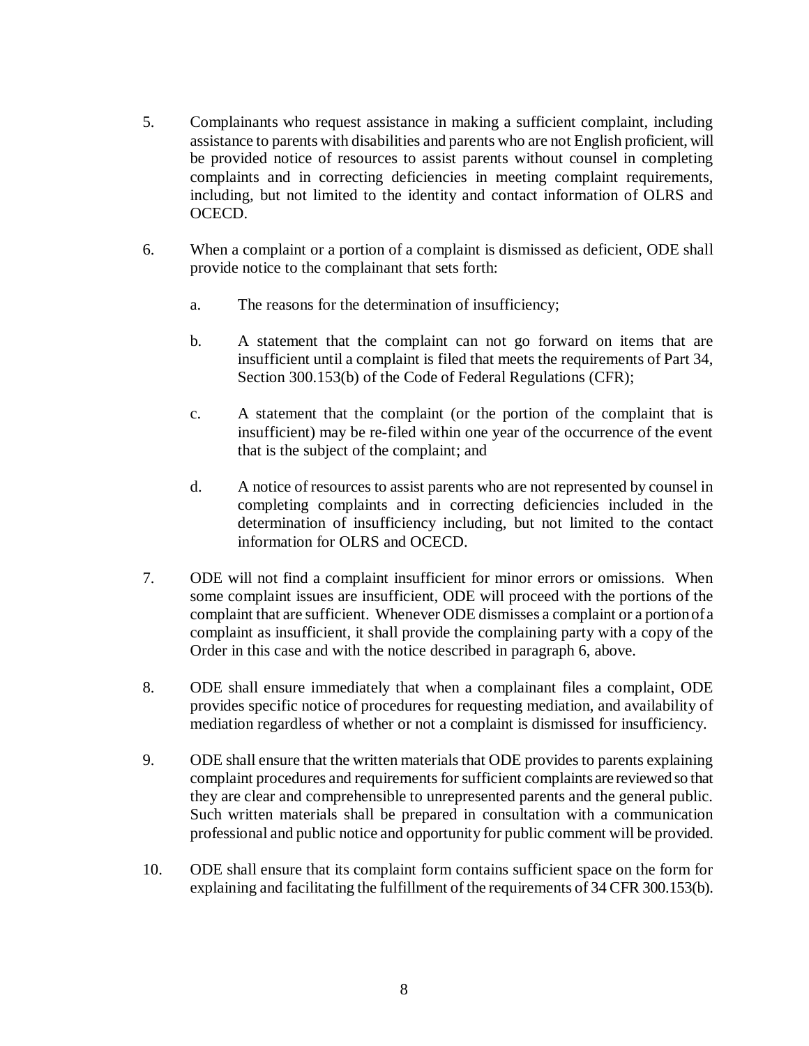5. Complainants who request assistance in making a sufficient complaint, including assistance to parents with disabilities and parents who are not English proficient, will be provided notice of resources to assist parents without counsel in completing complaints and in correcting deficiencies in meeting complaint requirements, including, but not limited to the identity and contact information of OLRS and OCECD.

6. When a complaint or a portion of a complaint is dismissed as deficient, ODE shall provide notice to the complainant that sets forth:

    a. The reasons for the determination of insufficiency;

    b. A statement that the complaint can not go forward on items that are insufficient until a complaint is filed that meets the requirements of Part 34, Section 300.153(b) of the Code of Federal Regulations (CFR);

    c. A statement that the complaint (or the portion of the complaint that is insufficient) may be re-filed within one year of the occurrence of the event that is the subject of the complaint; and

    d. A notice of resources to assist parents who are not represented by counsel in completing complaints and in correcting deficiencies included in the determination of insufficiency including, but not limited to the contact information for OLRS and OCECD.

7. ODE will not find a complaint insufficient for minor errors or omissions. When some complaint issues are insufficient, ODE will proceed with the portions of the complaint that are sufficient. Whenever ODE dismisses a complaint or a portion of a complaint as insufficient, it shall provide the complaining party with a copy of the Order in this case and with the notice described in paragraph 6, above.

8. ODE shall ensure immediately that when a complainant files a complaint, ODE provides specific notice of procedures for requesting mediation, and availability of mediation regardless of whether or not a complaint is dismissed for insufficiency.

9. ODE shall ensure that the written materials that ODE provides to parents explaining complaint procedures and requirements for sufficient complaints are reviewed so that they are clear and comprehensible to unrepresented parents and the general public. Such written materials shall be prepared in consultation with a communication professional and public notice and opportunity for public comment will be provided.

10. ODE shall ensure that its complaint form contains sufficient space on the form for explaining and facilitating the fulfillment of the requirements of 34 CFR 300.153(b).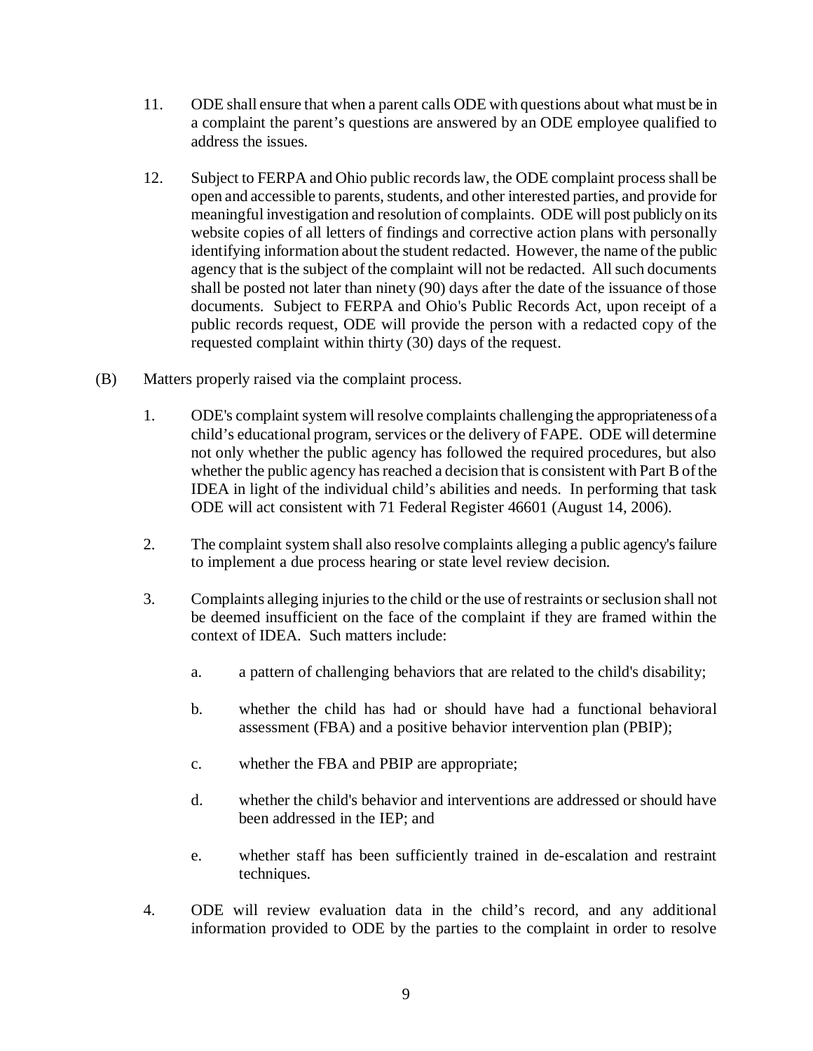11. ODE shall ensure that when a parent calls ODE with questions about what must be in a complaint the parent's questions are answered by an ODE employee qualified to address the issues.

12. Subject to FERPA and Ohio public records law, the ODE complaint process shall be open and accessible to parents, students, and other interested parties, and provide for meaningful investigation and resolution of complaints. ODE will post publicly on its website copies of all letters of findings and corrective action plans with personally identifying information about the student redacted. However, the name of the public agency that is the subject of the complaint will not be redacted. All such documents shall be posted not later than ninety (90) days after the date of the issuance of those documents. Subject to FERPA and Ohio's Public Records Act, upon receipt of a public records request, ODE will provide the person with a redacted copy of the requested complaint within thirty (30) days of the request.

(B) Matters properly raised via the complaint process.

1. ODE's complaint system will resolve complaints challenging the appropriateness of a child's educational program, services or the delivery of FAPE. ODE will determine not only whether the public agency has followed the required procedures, but also whether the public agency has reached a decision that is consistent with Part B of the IDEA in light of the individual child's abilities and needs. In performing that task ODE will act consistent with 71 Federal Register 46601 (August 14, 2006).

2. The complaint system shall also resolve complaints alleging a public agency's failure to implement a due process hearing or state level review decision.

3. Complaints alleging injuries to the child or the use of restraints or seclusion shall not be deemed insufficient on the face of the complaint if they are framed within the context of IDEA. Such matters include:

   a. a pattern of challenging behaviors that are related to the child's disability;

   b. whether the child has had or should have had a functional behavioral assessment (FBA) and a positive behavior intervention plan (PBIP);

   c. whether the FBA and PBIP are appropriate;

   d. whether the child's behavior and interventions are addressed or should have been addressed in the IEP; and

   e. whether staff has been sufficiently trained in de-escalation and restraint techniques.

4. ODE will review evaluation data in the child's record, and any additional information provided to ODE by the parties to the complaint in order to resolve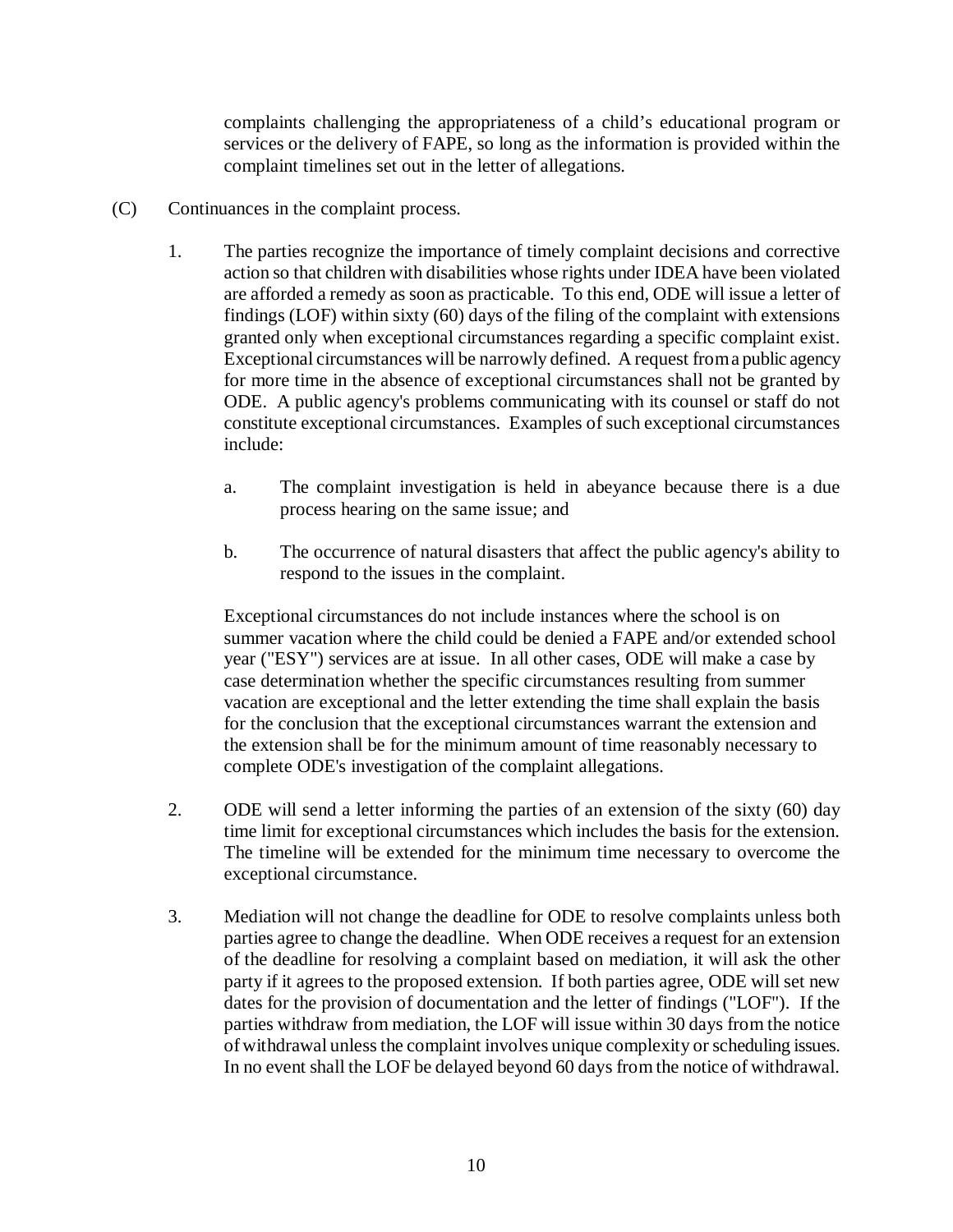complaints challenging the appropriateness of a child's educational program or services or the delivery of FAPE, so long as the information is provided within the complaint timelines set out in the letter of allegations.

(C) Continuances in the complaint process.

1. The parties recognize the importance of timely complaint decisions and corrective action so that children with disabilities whose rights under IDEA have been violated are afforded a remedy as soon as practicable. To this end, ODE will issue a letter of findings (LOF) within sixty (60) days of the filing of the complaint with extensions granted only when exceptional circumstances regarding a specific complaint exist. Exceptional circumstances will be narrowly defined. A request from a public agency for more time in the absence of exceptional circumstances shall not be granted by ODE. A public agency's problems communicating with its counsel or staff do not constitute exceptional circumstances. Examples of such exceptional circumstances include:

    a. The complaint investigation is held in abeyance because there is a due process hearing on the same issue; and

    b. The occurrence of natural disasters that affect the public agency's ability to respond to the issues in the complaint.

    Exceptional circumstances do not include instances where the school is on summer vacation where the child could be denied a FAPE and/or extended school year ("ESY") services are at issue. In all other cases, ODE will make a case by case determination whether the specific circumstances resulting from summer vacation are exceptional and the letter extending the time shall explain the basis for the conclusion that the exceptional circumstances warrant the extension and the extension shall be for the minimum amount of time reasonably necessary to complete ODE's investigation of the complaint allegations.

2. ODE will send a letter informing the parties of an extension of the sixty (60) day time limit for exceptional circumstances which includes the basis for the extension. The timeline will be extended for the minimum time necessary to overcome the exceptional circumstance.

3. Mediation will not change the deadline for ODE to resolve complaints unless both parties agree to change the deadline. When ODE receives a request for an extension of the deadline for resolving a complaint based on mediation, it will ask the other party if it agrees to the proposed extension. If both parties agree, ODE will set new dates for the provision of documentation and the letter of findings ("LOF"). If the parties withdraw from mediation, the LOF will issue within 30 days from the notice of withdrawal unless the complaint involves unique complexity or scheduling issues. In no event shall the LOF be delayed beyond 60 days from the notice of withdrawal.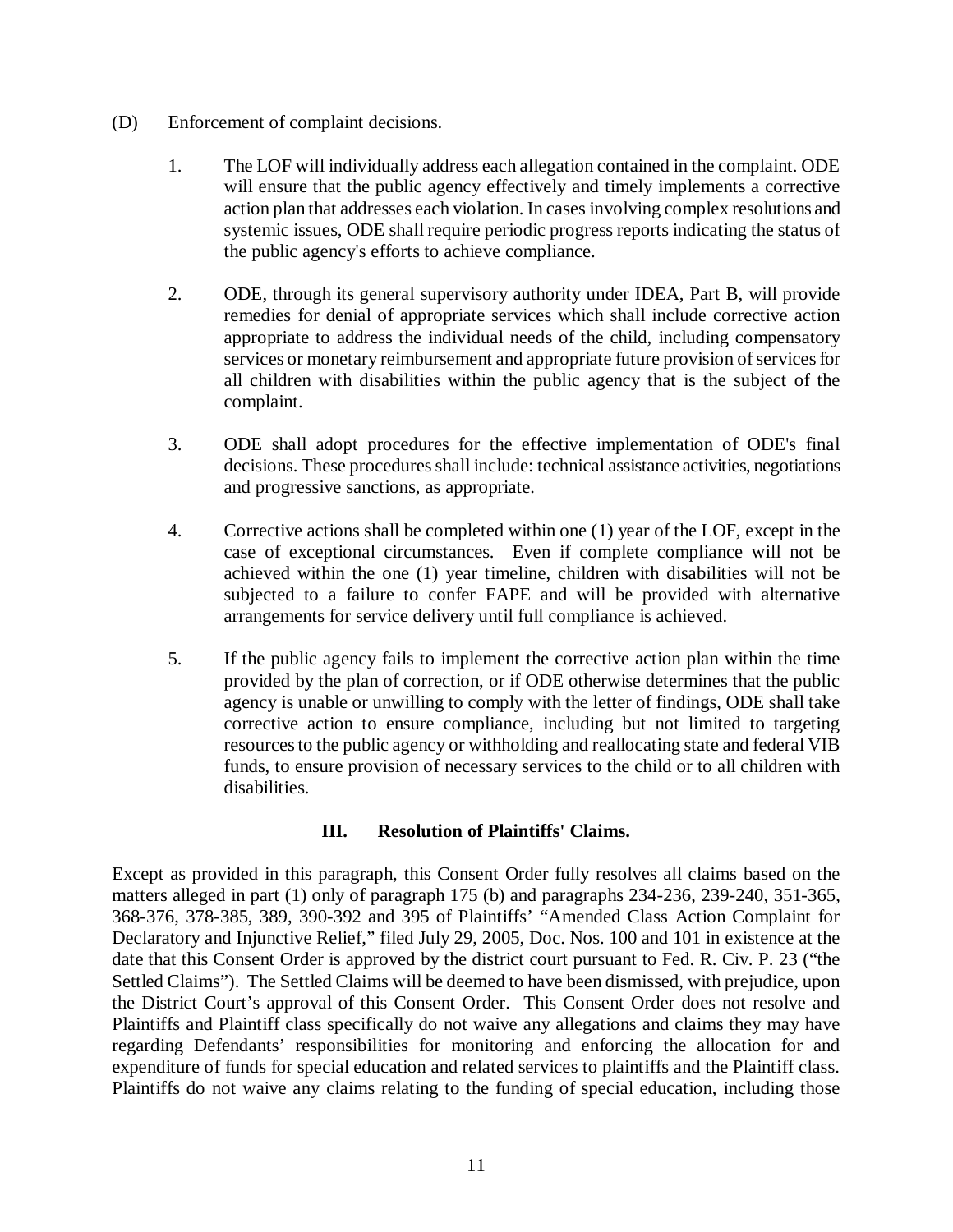(D) Enforcement of complaint decisions.

1. The LOF will individually address each allegation contained in the complaint. ODE will ensure that the public agency effectively and timely implements a corrective action plan that addresses each violation. In cases involving complex resolutions and systemic issues, ODE shall require periodic progress reports indicating the status of the public agency's efforts to achieve compliance.

2. ODE, through its general supervisory authority under IDEA, Part B, will provide remedies for denial of appropriate services which shall include corrective action appropriate to address the individual needs of the child, including compensatory services or monetary reimbursement and appropriate future provision of services for all children with disabilities within the public agency that is the subject of the complaint.

3. ODE shall adopt procedures for the effective implementation of ODE's final decisions. These procedures shall include: technical assistance activities, negotiations and progressive sanctions, as appropriate.

4. Corrective actions shall be completed within one (1) year of the LOF, except in the case of exceptional circumstances. Even if complete compliance will not be achieved within the one (1) year timeline, children with disabilities will not be subjected to a failure to confer FAPE and will be provided with alternative arrangements for service delivery until full compliance is achieved.

5. If the public agency fails to implement the corrective action plan within the time provided by the plan of correction, or if ODE otherwise determines that the public agency is unable or unwilling to comply with the letter of findings, ODE shall take corrective action to ensure compliance, including but not limited to targeting resources to the public agency or withholding and reallocating state and federal VIB funds, to ensure provision of necessary services to the child or to all children with disabilities.

## III. Resolution of Plaintiffs' Claims.

Except as provided in this paragraph, this Consent Order fully resolves all claims based on the matters alleged in part (1) only of paragraph 175 (b) and paragraphs 234-236, 239-240, 351-365, 368-376, 378-385, 389, 390-392 and 395 of Plaintiffs' "Amended Class Action Complaint for Declaratory and Injunctive Relief," filed July 29, 2005, Doc. Nos. 100 and 101 in existence at the date that this Consent Order is approved by the district court pursuant to Fed. R. Civ. P. 23 ("the Settled Claims"). The Settled Claims will be deemed to have been dismissed, with prejudice, upon the District Court's approval of this Consent Order. This Consent Order does not resolve and Plaintiffs and Plaintiff class specifically do not waive any allegations and claims they may have regarding Defendants' responsibilities for monitoring and enforcing the allocation for and expenditure of funds for special education and related services to plaintiffs and the Plaintiff class. Plaintiffs do not waive any claims relating to the funding of special education, including those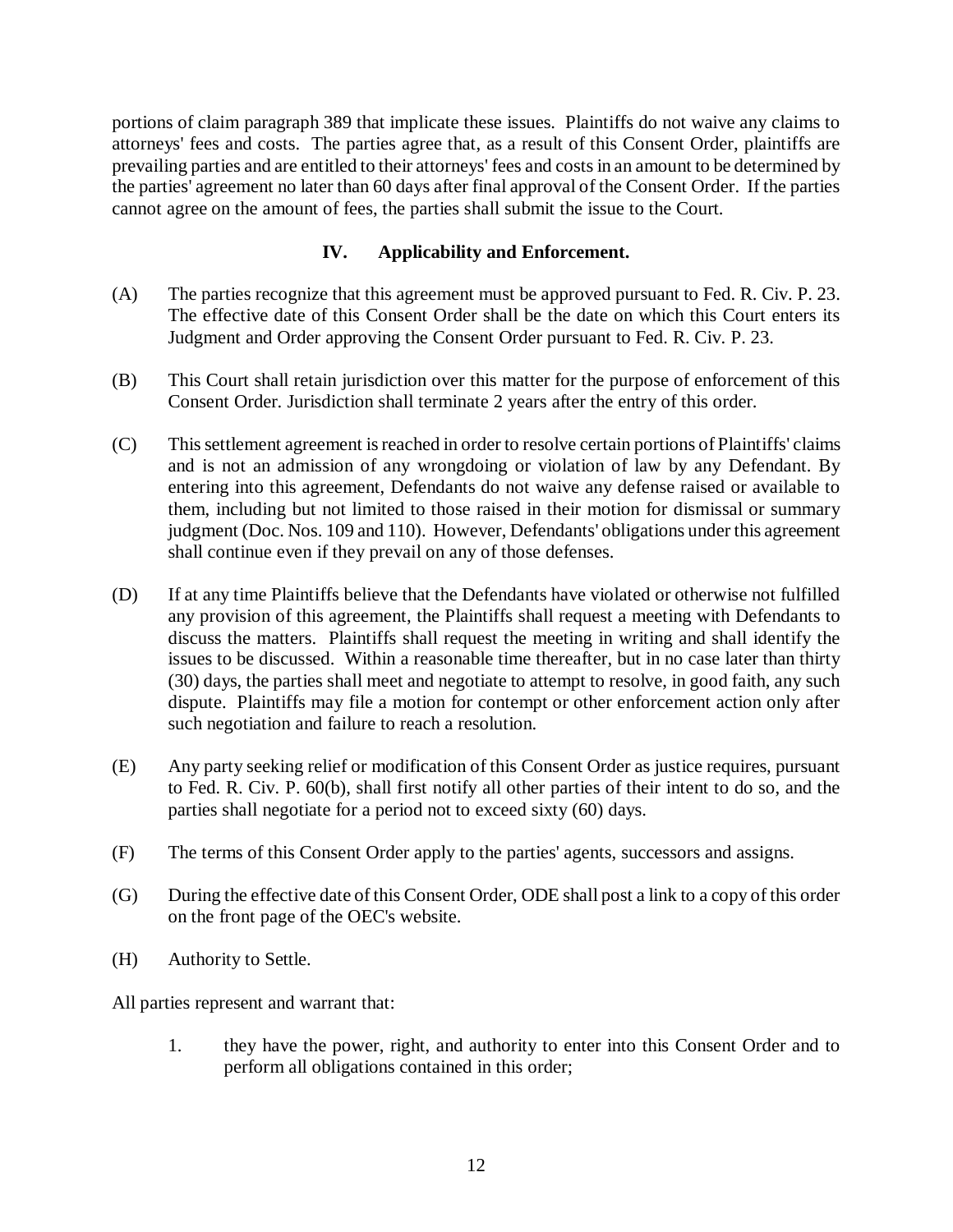portions of claim paragraph 389 that implicate these issues. Plaintiffs do not waive any claims to attorneys' fees and costs. The parties agree that, as a result of this Consent Order, plaintiffs are prevailing parties and are entitled to their attorneys' fees and costs in an amount to be determined by the parties' agreement no later than 60 days after final approval of the Consent Order. If the parties cannot agree on the amount of fees, the parties shall submit the issue to the Court.

## IV. Applicability and Enforcement.

(A) The parties recognize that this agreement must be approved pursuant to Fed. R. Civ. P. 23. The effective date of this Consent Order shall be the date on which this Court enters its Judgment and Order approving the Consent Order pursuant to Fed. R. Civ. P. 23.

(B) This Court shall retain jurisdiction over this matter for the purpose of enforcement of this Consent Order. Jurisdiction shall terminate 2 years after the entry of this order.

(C) This settlement agreement is reached in order to resolve certain portions of Plaintiffs' claims and is not an admission of any wrongdoing or violation of law by any Defendant. By entering into this agreement, Defendants do not waive any defense raised or available to them, including but not limited to those raised in their motion for dismissal or summary judgment (Doc. Nos. 109 and 110). However, Defendants' obligations under this agreement shall continue even if they prevail on any of those defenses.

(D) If at any time Plaintiffs believe that the Defendants have violated or otherwise not fulfilled any provision of this agreement, the Plaintiffs shall request a meeting with Defendants to discuss the matters. Plaintiffs shall request the meeting in writing and shall identify the issues to be discussed. Within a reasonable time thereafter, but in no case later than thirty (30) days, the parties shall meet and negotiate to attempt to resolve, in good faith, any such dispute. Plaintiffs may file a motion for contempt or other enforcement action only after such negotiation and failure to reach a resolution.

(E) Any party seeking relief or modification of this Consent Order as justice requires, pursuant to Fed. R. Civ. P. 60(b), shall first notify all other parties of their intent to do so, and the parties shall negotiate for a period not to exceed sixty (60) days.

(F) The terms of this Consent Order apply to the parties' agents, successors and assigns.

(G) During the effective date of this Consent Order, ODE shall post a link to a copy of this order on the front page of the OEC's website.

(H) Authority to Settle.

All parties represent and warrant that:

1. they have the power, right, and authority to enter into this Consent Order and to perform all obligations contained in this order;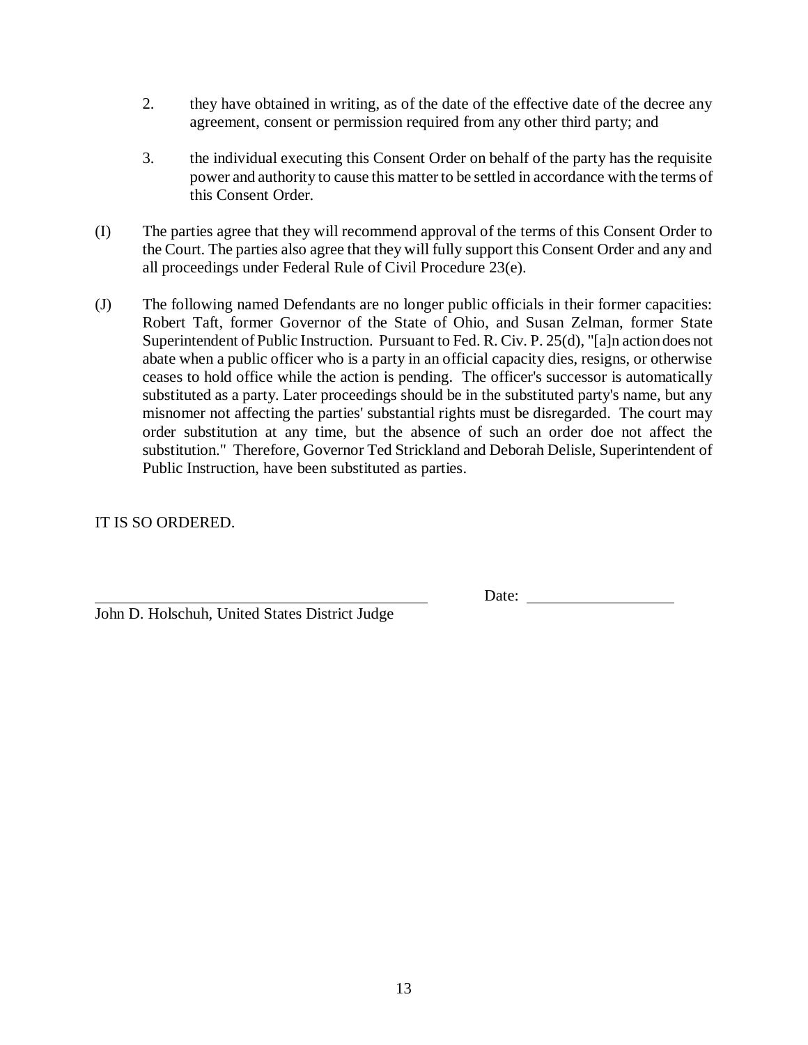2. they have obtained in writing, as of the date of the effective date of the decree any agreement, consent or permission required from any other third party; and

3. the individual executing this Consent Order on behalf of the party has the requisite power and authority to cause this matter to be settled in accordance with the terms of this Consent Order.

(I) The parties agree that they will recommend approval of the terms of this Consent Order to the Court. The parties also agree that they will fully support this Consent Order and any and all proceedings under Federal Rule of Civil Procedure 23(e).

(J) The following named Defendants are no longer public officials in their former capacities: Robert Taft, former Governor of the State of Ohio, and Susan Zelman, former State Superintendent of Public Instruction. Pursuant to Fed. R. Civ. P. 25(d), "[a]n action does not abate when a public officer who is a party in an official capacity dies, resigns, or otherwise ceases to hold office while the action is pending. The officer's successor is automatically substituted as a party. Later proceedings should be in the substituted party's name, but any misnomer not affecting the parties' substantial rights must be disregarded. The court may order substitution at any time, but the absence of such an order doe not affect the substitution." Therefore, Governor Ted Strickland and Deborah Delisle, Superintendent of Public Instruction, have been substituted as parties.

IT IS SO ORDERED.

\_\_\_\_\_\_\_\_\_\_\_\_\_\_\_\_\_\_\_\_\_\_\_\_\_\_\_\_\_\_\_\_\_\_\_\_\_\_\_\_ Date: \_\_\_\_\_\_\_\_\_\_\_\_\_\_\_\_\_\_

John D. Holschuh, United States District Judge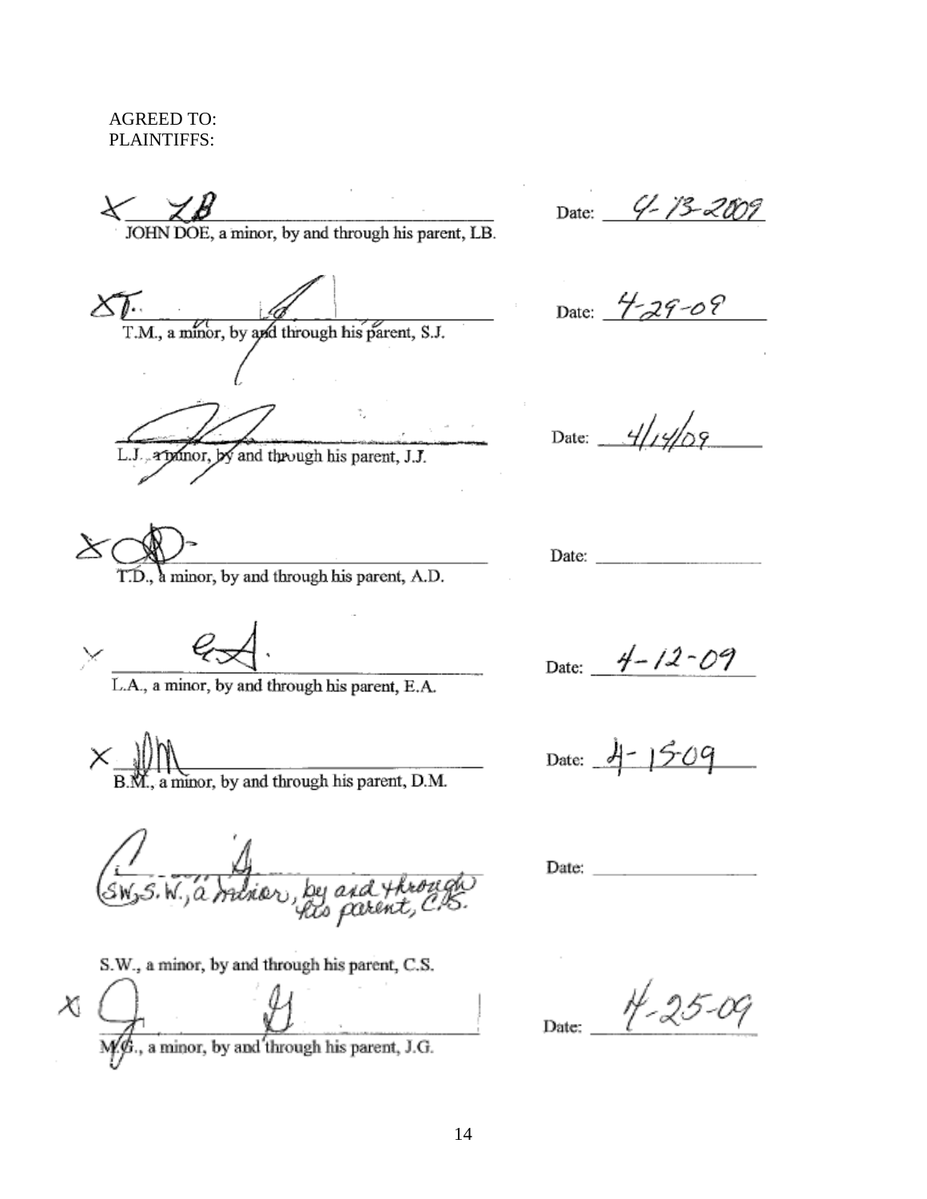AGREED TO:
PLAINTIFFS:

X LB ____________________________________ Date: 4-13-2009
JOHN DOE, a minor, by and through his parent, LB.

X ____________________________________ Date: 4-29-09
T.M., a minor, by and through his parent, S.J.

____________________________________ Date: 4/14/09
L.J., a minor, by and through his parent, J.J.

X ____________________________________ Date: ______________
T.D., a minor, by and through his parent, A.D.

X ____________________________________ Date: 4-12-09
L.A., a minor, by and through his parent, E.A.

X ____________________________________ Date: 4-15-09
B.M., a minor, by and through his parent, D.M.

____________________________________ Date: ______________
SW, S.W., a minor, by and through his parent, C.S.

S.W., a minor, by and through his parent, C.S.

X ____________________________________ Date: 4-25-09
M.G., a minor, by and through his parent, J.G.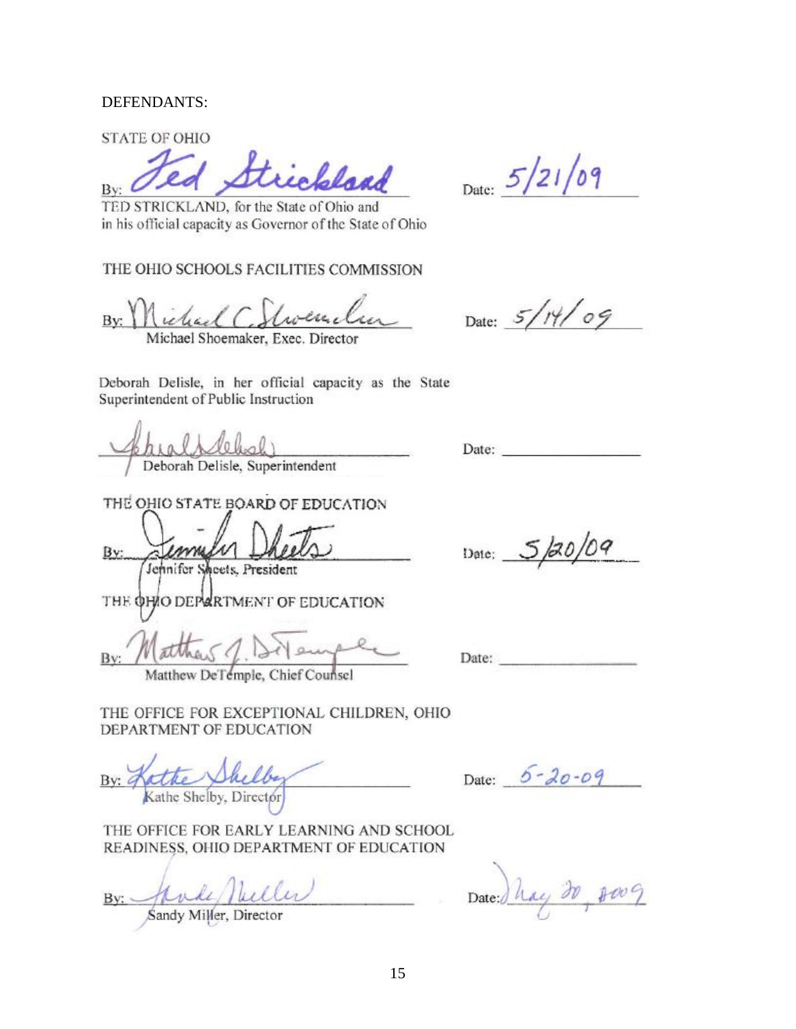DEFENDANTS:

STATE OF OHIO

By: *Ted Strickland* Date: 5/21/09

TED STRICKLAND, for the State of Ohio and in his official capacity as Governor of the State of Ohio

THE OHIO SCHOOLS FACILITIES COMMISSION

By: *Michael C. Shoemaker* Date: 5/14/09

Michael Shoemaker, Exec. Director

Deborah Delisle, in her official capacity as the State Superintendent of Public Instruction

*Deborah Delisle* Date: \_\_\_\_\_\_\_\_\_\_\_\_\_\_\_\_

Deborah Delisle, Superintendent

THE OHIO STATE BOARD OF EDUCATION

By: *Jennifer Sheets* Date: 5/20/09

Jennifer Sheets, President

THE OHIO DEPARTMENT OF EDUCATION

By: *Matthew J. DeTemple* Date: \_\_\_\_\_\_\_\_\_\_\_\_\_\_\_\_

Matthew DeTemple, Chief Counsel

THE OFFICE FOR EXCEPTIONAL CHILDREN, OHIO DEPARTMENT OF EDUCATION

By: *Kathe Shelby* Date: 5-20-09

Kathe Shelby, Director

THE OFFICE FOR EARLY LEARNING AND SCHOOL READINESS, OHIO DEPARTMENT OF EDUCATION

By: *Sandy Miller* Date: May 20, 2009

Sandy Miller, Director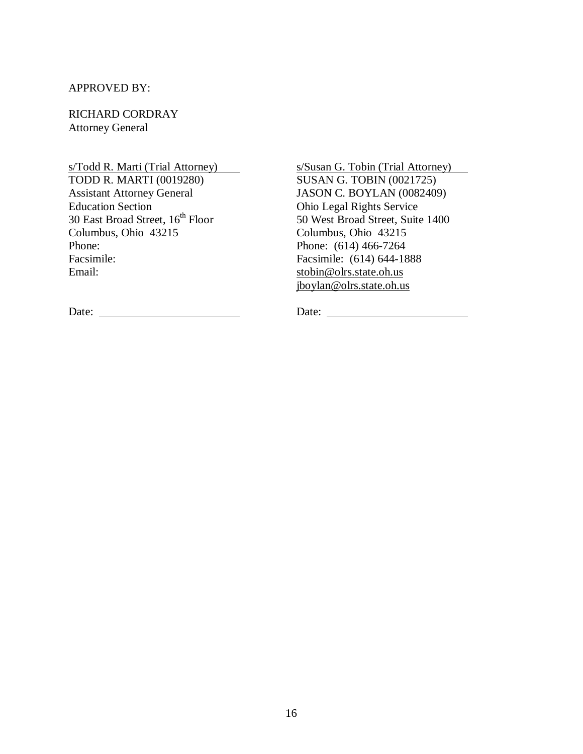APPROVED BY:

RICHARD CORDRAY
Attorney General

s/Todd R. Marti (Trial Attorney)
TODD R. MARTI (0019280)
Assistant Attorney General
Education Section
30 East Broad Street, 16th Floor
Columbus, Ohio 43215
Phone:
Facsimile:
Email:

Date: ____________________

s/Susan G. Tobin (Trial Attorney)
SUSAN G. TOBIN (0021725)
JASON C. BOYLAN (0082409)
Ohio Legal Rights Service
50 West Broad Street, Suite 1400
Columbus, Ohio 43215
Phone: (614) 466-7264
Facsimile: (614) 644-1888
stobin@olrs.state.oh.us
jboylan@olrs.state.oh.us

Date: ____________________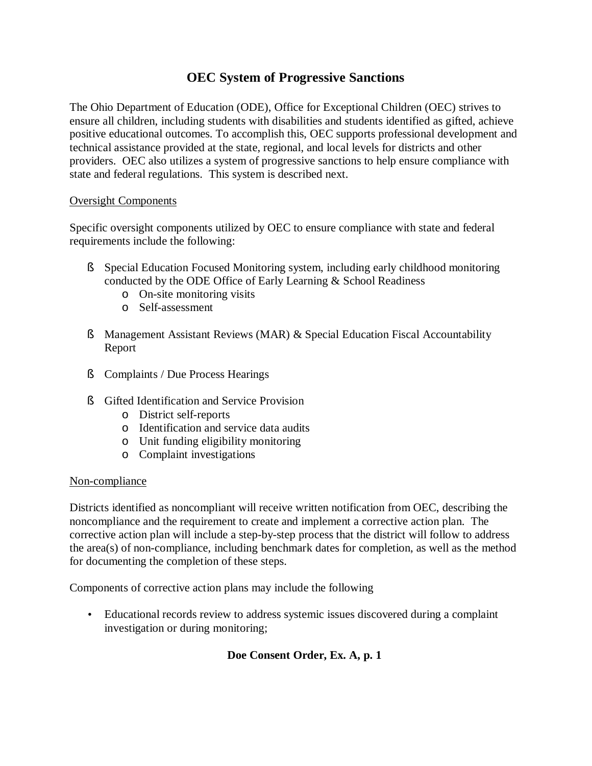# OEC System of Progressive Sanctions

The Ohio Department of Education (ODE), Office for Exceptional Children (OEC) strives to ensure all children, including students with disabilities and students identified as gifted, achieve positive educational outcomes. To accomplish this, OEC supports professional development and technical assistance provided at the state, regional, and local levels for districts and other providers. OEC also utilizes a system of progressive sanctions to help ensure compliance with state and federal regulations. This system is described next.

<u>Oversight Components</u>

Specific oversight components utilized by OEC to ensure compliance with state and federal requirements include the following:

- Special Education Focused Monitoring system, including early childhood monitoring conducted by the ODE Office of Early Learning & School Readiness
  - On-site monitoring visits
  - Self-assessment

- Management Assistant Reviews (MAR) & Special Education Fiscal Accountability Report

- Complaints / Due Process Hearings

- Gifted Identification and Service Provision
  - District self-reports
  - Identification and service data audits
  - Unit funding eligibility monitoring
  - Complaint investigations

<u>Non-compliance</u>

Districts identified as noncompliant will receive written notification from OEC, describing the noncompliance and the requirement to create and implement a corrective action plan. The corrective action plan will include a step-by-step process that the district will follow to address the area(s) of non-compliance, including benchmark dates for completion, as well as the method for documenting the completion of these steps.

Components of corrective action plans may include the following

- Educational records review to address systemic issues discovered during a complaint investigation or during monitoring;

**Doe Consent Order, Ex. A, p. 1**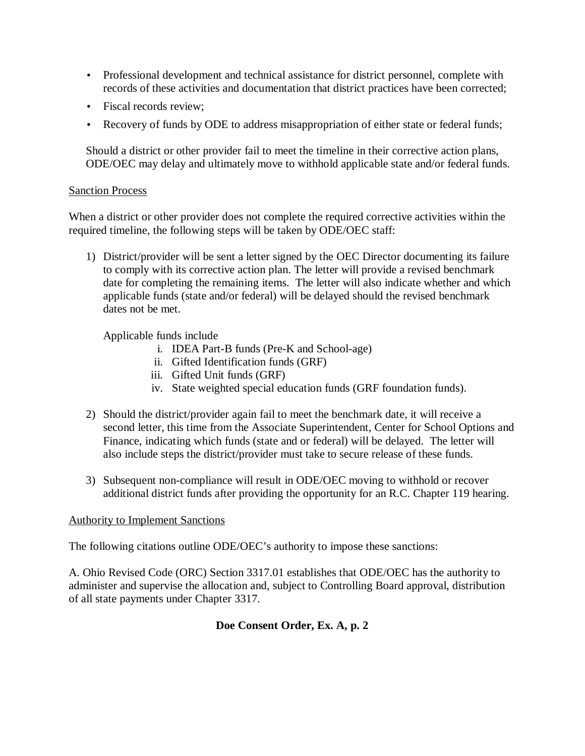- Professional development and technical assistance for district personnel, complete with records of these activities and documentation that district practices have been corrected;
- Fiscal records review;
- Recovery of funds by ODE to address misappropriation of either state or federal funds;

Should a district or other provider fail to meet the timeline in their corrective action plans, ODE/OEC may delay and ultimately move to withhold applicable state and/or federal funds.

Sanction Process

When a district or other provider does not complete the required corrective activities within the required timeline, the following steps will be taken by ODE/OEC staff:

1) District/provider will be sent a letter signed by the OEC Director documenting its failure to comply with its corrective action plan. The letter will provide a revised benchmark date for completing the remaining items. The letter will also indicate whether and which applicable funds (state and/or federal) will be delayed should the revised benchmark dates not be met.

   Applicable funds include
   
   i. IDEA Part-B funds (Pre-K and School-age)
   ii. Gifted Identification funds (GRF)
   iii. Gifted Unit funds (GRF)
   iv. State weighted special education funds (GRF foundation funds).

2) Should the district/provider again fail to meet the benchmark date, it will receive a second letter, this time from the Associate Superintendent, Center for School Options and Finance, indicating which funds (state and or federal) will be delayed. The letter will also include steps the district/provider must take to secure release of these funds.

3) Subsequent non-compliance will result in ODE/OEC moving to withhold or recover additional district funds after providing the opportunity for an R.C. Chapter 119 hearing.

Authority to Implement Sanctions

The following citations outline ODE/OEC's authority to impose these sanctions:

A. Ohio Revised Code (ORC) Section 3317.01 establishes that ODE/OEC has the authority to administer and supervise the allocation and, subject to Controlling Board approval, distribution of all state payments under Chapter 3317.

**Doe Consent Order, Ex. A, p. 2**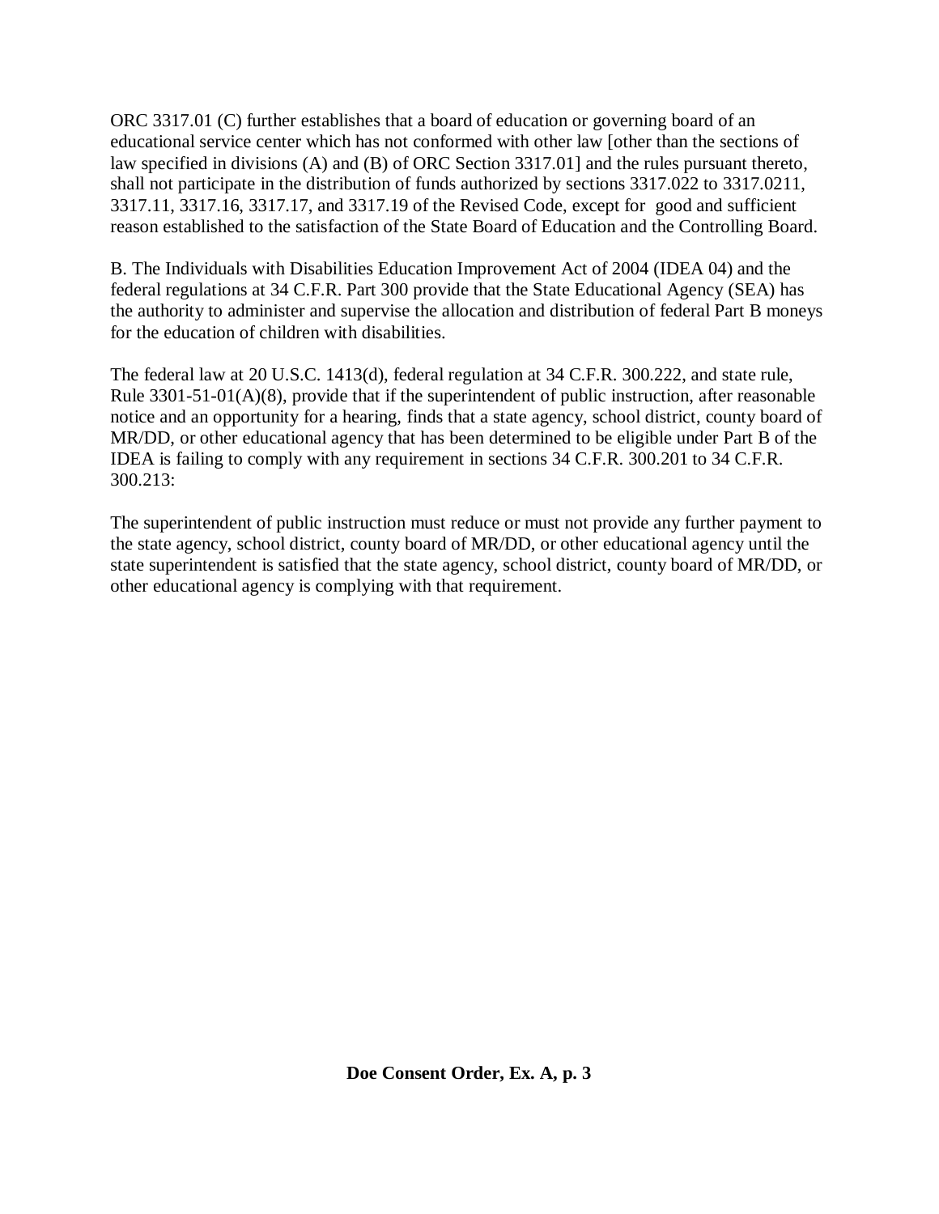ORC 3317.01 (C) further establishes that a board of education or governing board of an educational service center which has not conformed with other law [other than the sections of law specified in divisions (A) and (B) of ORC Section 3317.01] and the rules pursuant thereto, shall not participate in the distribution of funds authorized by sections 3317.022 to 3317.0211, 3317.11, 3317.16, 3317.17, and 3317.19 of the Revised Code, except for good and sufficient reason established to the satisfaction of the State Board of Education and the Controlling Board.

B. The Individuals with Disabilities Education Improvement Act of 2004 (IDEA 04) and the federal regulations at 34 C.F.R. Part 300 provide that the State Educational Agency (SEA) has the authority to administer and supervise the allocation and distribution of federal Part B moneys for the education of children with disabilities.

The federal law at 20 U.S.C. 1413(d), federal regulation at 34 C.F.R. 300.222, and state rule, Rule 3301-51-01(A)(8), provide that if the superintendent of public instruction, after reasonable notice and an opportunity for a hearing, finds that a state agency, school district, county board of MR/DD, or other educational agency that has been determined to be eligible under Part B of the IDEA is failing to comply with any requirement in sections 34 C.F.R. 300.201 to 34 C.F.R. 300.213:

The superintendent of public instruction must reduce or must not provide any further payment to the state agency, school district, county board of MR/DD, or other educational agency until the state superintendent is satisfied that the state agency, school district, county board of MR/DD, or other educational agency is complying with that requirement.

**Doe Consent Order, Ex. A, p. 3**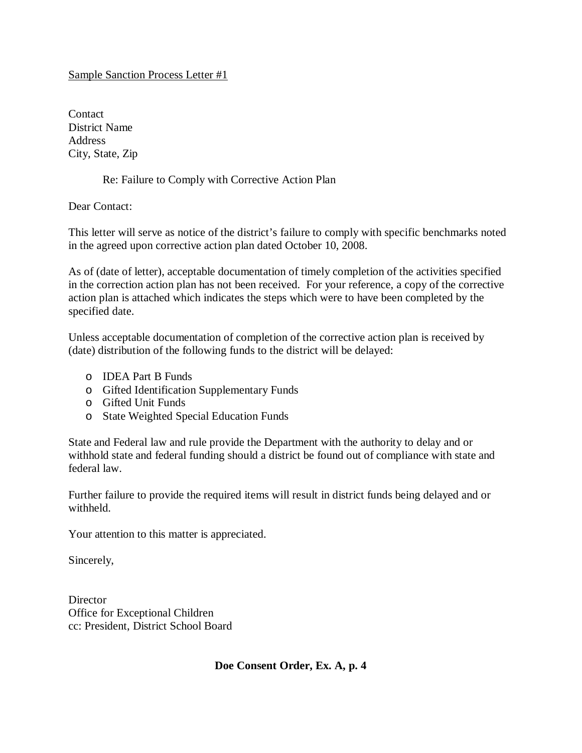Sample Sanction Process Letter #1

Contact
District Name
Address
City, State, Zip

Re: Failure to Comply with Corrective Action Plan

Dear Contact:

This letter will serve as notice of the district's failure to comply with specific benchmarks noted in the agreed upon corrective action plan dated October 10, 2008.

As of (date of letter), acceptable documentation of timely completion of the activities specified in the correction action plan has not been received. For your reference, a copy of the corrective action plan is attached which indicates the steps which were to have been completed by the specified date.

Unless acceptable documentation of completion of the corrective action plan is received by (date) distribution of the following funds to the district will be delayed:

- IDEA Part B Funds
- Gifted Identification Supplementary Funds
- Gifted Unit Funds
- State Weighted Special Education Funds

State and Federal law and rule provide the Department with the authority to delay and or withhold state and federal funding should a district be found out of compliance with state and federal law.

Further failure to provide the required items will result in district funds being delayed and or withheld.

Your attention to this matter is appreciated.

Sincerely,

Director
Office for Exceptional Children
cc: President, District School Board

**Doe Consent Order, Ex. A, p. 4**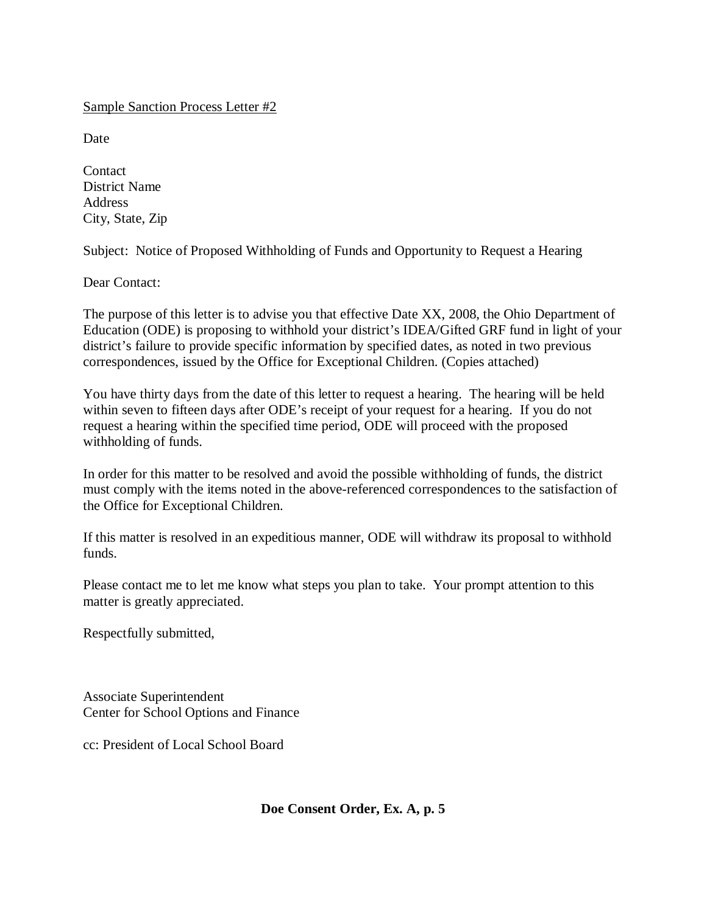Sample Sanction Process Letter #2

Date

Contact
District Name
Address
City, State, Zip

Subject: Notice of Proposed Withholding of Funds and Opportunity to Request a Hearing

Dear Contact:

The purpose of this letter is to advise you that effective Date XX, 2008, the Ohio Department of Education (ODE) is proposing to withhold your district's IDEA/Gifted GRF fund in light of your district's failure to provide specific information by specified dates, as noted in two previous correspondences, issued by the Office for Exceptional Children. (Copies attached)

You have thirty days from the date of this letter to request a hearing. The hearing will be held within seven to fifteen days after ODE's receipt of your request for a hearing. If you do not request a hearing within the specified time period, ODE will proceed with the proposed withholding of funds.

In order for this matter to be resolved and avoid the possible withholding of funds, the district must comply with the items noted in the above-referenced correspondences to the satisfaction of the Office for Exceptional Children.

If this matter is resolved in an expeditious manner, ODE will withdraw its proposal to withhold funds.

Please contact me to let me know what steps you plan to take. Your prompt attention to this matter is greatly appreciated.

Respectfully submitted,

Associate Superintendent
Center for School Options and Finance

cc: President of Local School Board

**Doe Consent Order, Ex. A, p. 5**